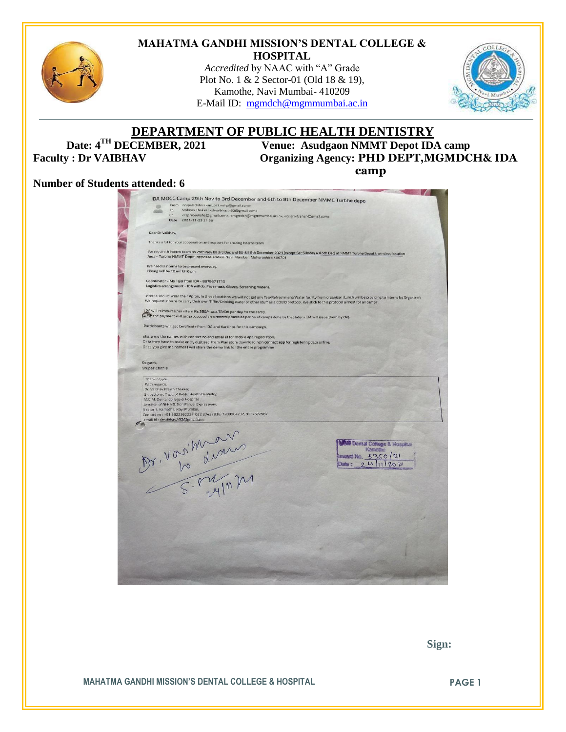# MAHATMA GANDHI MISSION'S DENTAL COLLEGE & HOSPITAL

*Accredited* by NAAC with "A" Grade
Plot No. 1 & 2 Sector-01 (Old 18 & 19),
Kamothe, Navi Mumbai- 410209
E-Mail ID: mgmdch@mgmmumbai.ac.in

## DEPARTMENT OF PUBLIC HEALTH DENTISTRY

**Date: 4TH DECEMBER, 2021** **Venue: Asudgaon NMMT Depot IDA camp**

**Faculty : Dr VAIBHAV** **Organizing Agency: PHD DEPT,MGMDCH& IDA camp**

**Number of Students attended: 6**

IDA MOCC Camp 29th Nov to 3rd December and 6th to 8th December NMMC Turbhe depo

From: nrupali chitnis <nrupali.nohp@gmail.com>
To: Vaibhav Thakkar <drvaibhav.h32@gmail.com>
Cc: <replydeeksha@gmail.com>, <mgmdch@mgmmumbai.ac.in>, <dr.ankitrshah@gmail.com>
Date: 2021-11-23 21:36

Dear Dr Vaibhav,

Thanks a lot for your cooperation and support for sharing interns team

We require 8 interns team on 29th Nov till 3rd Dec and 6th till 8th December 2021 (except Sat SUnday 4 &5th Dec) at NMMT Turbhe Depot their depo location Area - Turbhe NMMT Depot opposite station Navi Mumbai, Maharashtra 400701

We need 8 interns to be present everyday.
Timing will be 10 am till 6 pm

Coordinator - Ms Tejal from IDA - 8879671710
Logistics arrangement - IDA will do, Face mask, Gloves, Screening material

Interns should wear their Apron, In these locations we will not get any Tea/Refreshment/Water facility from organizer (Lunch will be providing to interns by Organizer)
We request interns to carry their own Tiffin/Drinking water or other stuff as a COVID protocol. We stick to this protocol almost for all camps.

IDA will reimburse per intern Rs.350/- as a TA/DA per day for the camp.
For the payment will get processed on a monthly basis as per no of camps done by that intern IDA will issue them by chq.

Participants will get Certificate from IDA and Karkinos for this campaign,

share me the names with contact no and email id for mobile app registration.
Data they have to make entry digitized From Play store download vpn connect app for registering data online.
Once you give me names I will share the demo link for the entire programme

Regards,
Nrupali Chitnis

Thanking you
With regards,
Dr. Vaibhav Pravin Thakkar,
Sr. Lecturer, Dept. of Public Health Dentistry,
M.G.M. Dental College & Hospital,
Junction of NH-4 & Sion Panvel Expressway,
Sector 1, Kamothe, Navi Mumbai.
Contact no.: +91 9322262227, 022 27437836, 7208004232, 9137572987
email id : drvaibhav.h32@gmail.com

Dr. Vaibhav to discuss
S-R 24/11/21

MGM Dental College & Hospital Kamothe
Inward No. 5360/21
Date: 24/11/2021

**Sign:**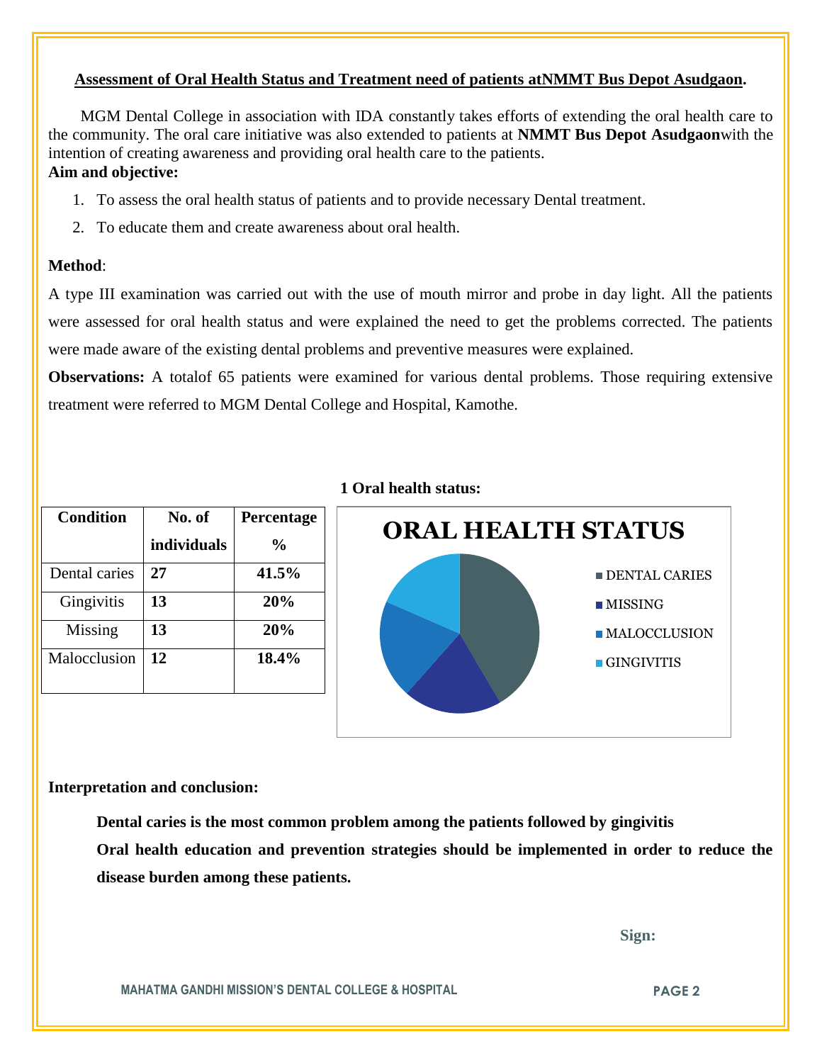## Assessment of Oral Health Status and Treatment need of patients atNMMT Bus Depot Asudgaon.

MGM Dental College in association with IDA constantly takes efforts of extending the oral health care to the community. The oral care initiative was also extended to patients at **NMMT Bus Depot Asudgaon**with the intention of creating awareness and providing oral health care to the patients.

**Aim and objective:**

1. To assess the oral health status of patients and to provide necessary Dental treatment.
2. To educate them and create awareness about oral health.

**Method**:

A type III examination was carried out with the use of mouth mirror and probe in day light. All the patients were assessed for oral health status and were explained the need to get the problems corrected. The patients were made aware of the existing dental problems and preventive measures were explained.

**Observations:** A totalof 65 patients were examined for various dental problems. Those requiring extensive treatment were referred to MGM Dental College and Hospital, Kamothe.

**1 Oral health status:**

| Condition | No. of individuals | Percentage % |
|---|---|---|
| Dental caries | **27** | **41.5%** |
| Gingivitis | **13** | **20%** |
| Missing | **13** | **20%** |
| Malocclusion | **12** | **18.4%** |

**ORAL HEALTH STATUS**

- DENTAL CARIES
- MISSING
- MALOCCLUSION
- GINGIVITIS

**Interpretation and conclusion:**

**Dental caries is the most common problem among the patients followed by gingivitis**

**Oral health education and prevention strategies should be implemented in order to reduce the disease burden among these patients.**

**Sign:**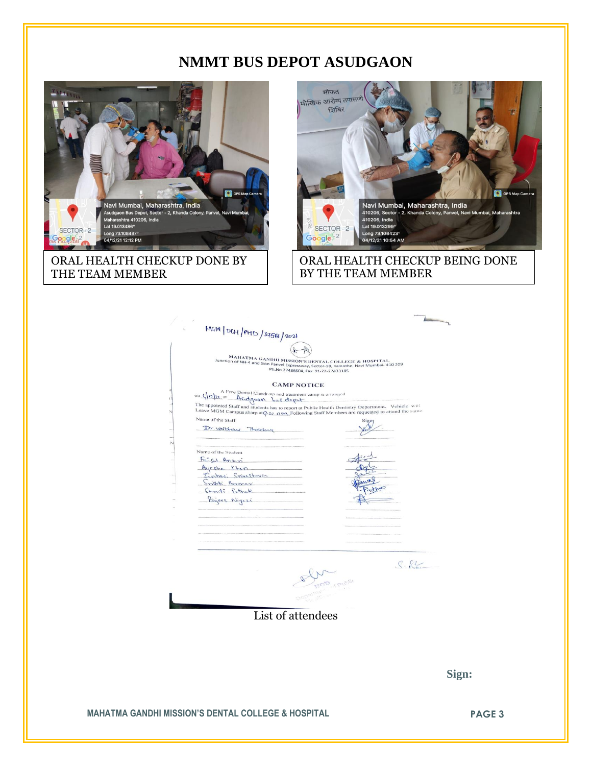# NMMT BUS DEPOT ASUDGAON

ORAL HEALTH CHECKUP DONE BY THE TEAM MEMBER

ORAL HEALTH CHECKUP BEING DONE BY THE TEAM MEMBER

List of attendees

**Sign:**